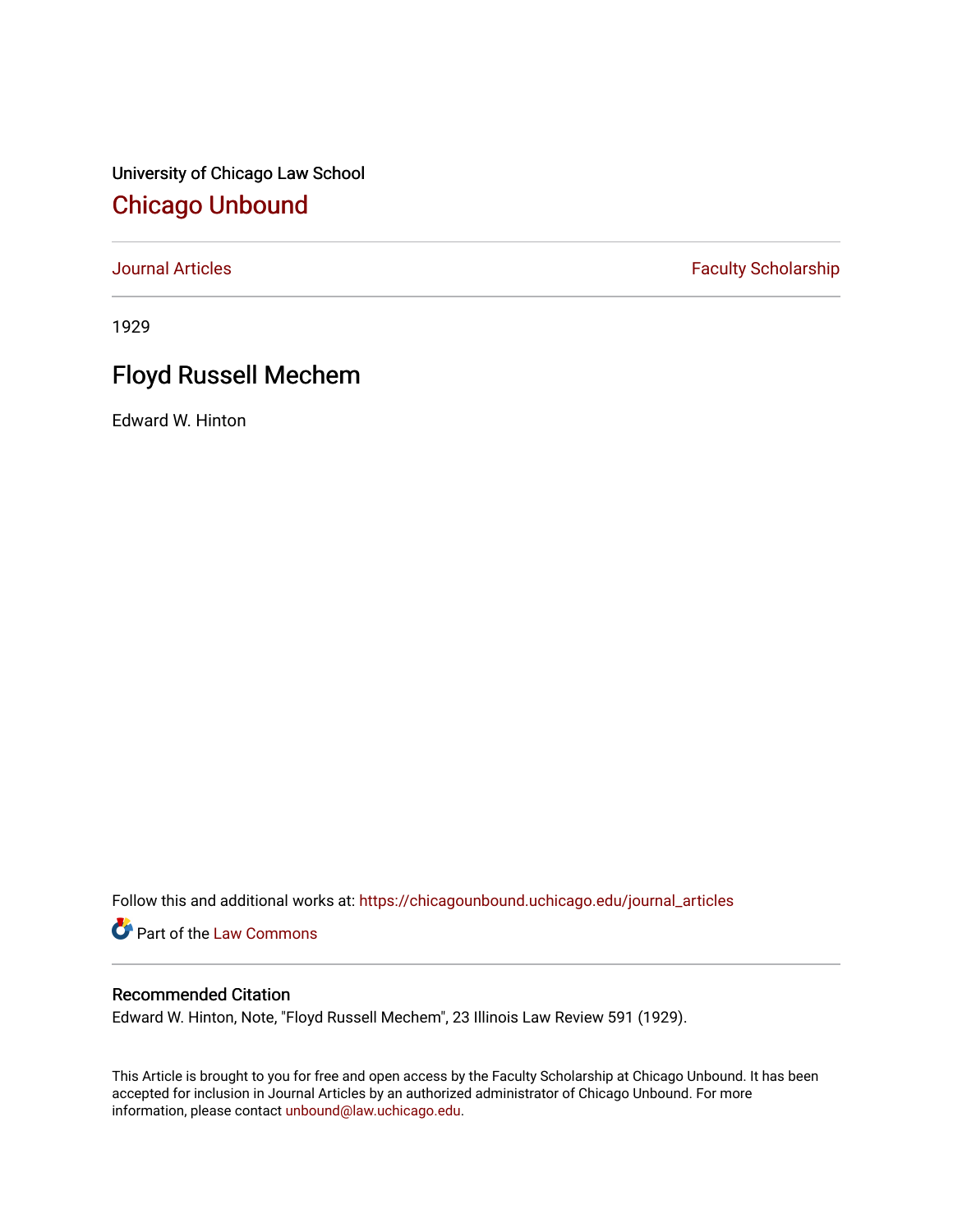University of Chicago Law School

## Chicago Unbound

Journal Articles | Faculty Scholarship

1929

# Floyd Russell Mechem

Edward W. Hinton

Follow this and additional works at: https://chicagounbound.uchicago.edu/journal_articles

Part of the Law Commons

### Recommended Citation

Edward W. Hinton, Note, "Floyd Russell Mechem", 23 Illinois Law Review 591 (1929).

This Article is brought to you for free and open access by the Faculty Scholarship at Chicago Unbound. It has been accepted for inclusion in Journal Articles by an authorized administrator of Chicago Unbound. For more information, please contact unbound@law.uchicago.edu.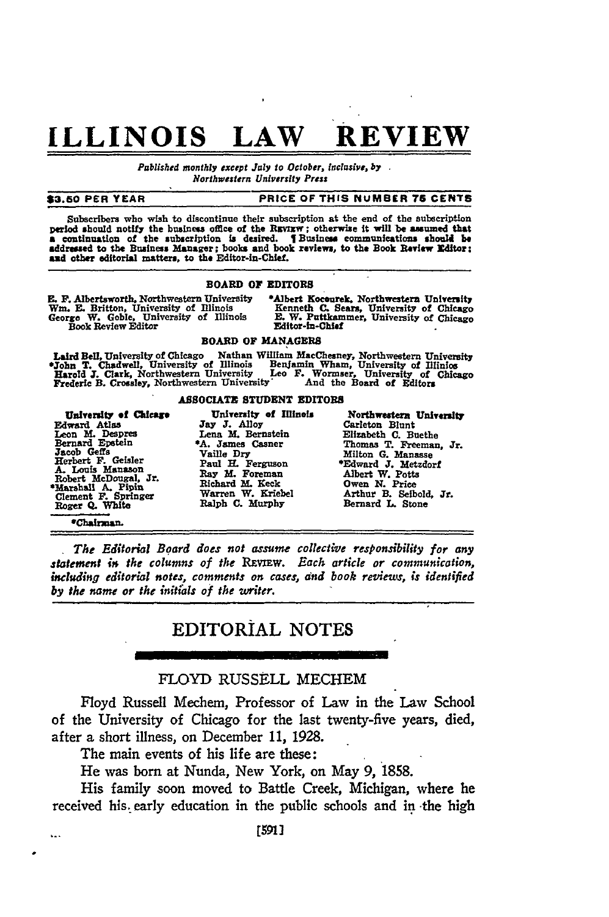# ILLINOIS LAW REVIEW

*Published monthly except July to October, inclusive, by Northwestern University Press*

$3.50 PER YEAR — PRICE OF THIS NUMBER 75 CENTS

Subscribers who wish to discontinue their subscription at the end of the subscription period should notify the business office of the REVIEW; otherwise it will be assumed that a continuation of the subscription is desired. ¶ Business communications should be addressed to the Business Manager; books and book reviews, to the Book Review Editor; and other editorial matters, to the Editor-in-Chief.

**BOARD OF EDITORS**

E. F. Albertsworth, Northwestern University
Wm. E. Britton, University of Illinois
George W. Goble, University of Illinois, Book Review Editor
*Albert Kocourek, Northwestern University
Kenneth C. Sears, University of Chicago
E. W. Puttkammer, University of Chicago, Editor-in-Chief

**BOARD OF MANAGERS**

Laird Bell, University of Chicago
*John T. Chadwell, University of Illinois
Harold J. Clark, Northwestern University
Frederic B. Crossley, Northwestern University
Nathan William MacChesney, Northwestern University
Benjamin Wham, University of Illinois
Leo F. Wormser, University of Chicago
And the Board of Editors

**ASSOCIATE STUDENT EDITORS**

| University of Chicago | University of Illinois | Northwestern University |
|---|---|---|
| Edward Atlas | Jay J. Alloy | Carleton Blunt |
| Leon M. Despres | Lena M. Bernstein | Elizabeth C. Buethe |
| Bernard Epstein | *A. James Casner | Thomas T. Freeman, Jr. |
| Jacob Geffs | Vaille Dry | Milton G. Manasse |
| Herbert F. Geisler | Paul H. Ferguson | *Edward J. Metzdorf |
| A. Louis Manason | Ray M. Foreman | Albert W. Potts |
| Robert McDougal, Jr. | Richard M. Keck | Owen N. Price |
| *Marshall A. Pipin | Warren W. Kriebel | Arthur B. Seibold, Jr. |
| Clement F. Springer | Ralph C. Murphy | Bernard L. Stone |
| Roger Q. White | | |

*Chairman.

*The Editorial Board does not assume collective responsibility for any statement in the columns of the* REVIEW. *Each article or communication, including editorial notes, comments on cases, and book reviews, is identified by the name or the initials of the writer.*

## EDITORIAL NOTES

### FLOYD RUSSELL MECHEM

Floyd Russell Mechem, Professor of Law in the Law School of the University of Chicago for the last twenty-five years, died, after a short illness, on December 11, 1928.

The main events of his life are these:

He was born at Nunda, New York, on May 9, 1858.

His family soon moved to Battle Creek, Michigan, where he received his early education in the public schools and in the high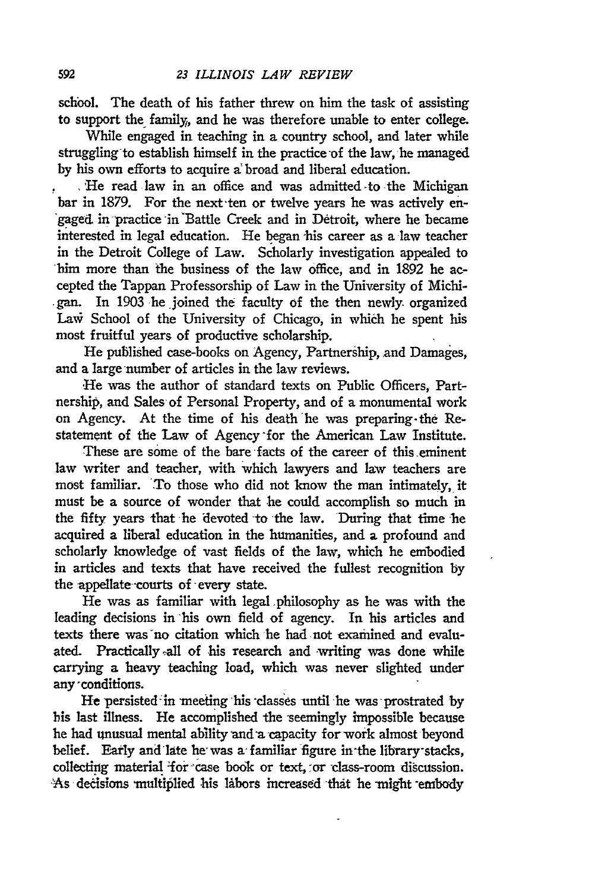school. The death of his father threw on him the task of assisting to support the family, and he was therefore unable to enter college.

While engaged in teaching in a country school, and later while struggling to establish himself in the practice of the law, he managed by his own efforts to acquire a broad and liberal education.

He read law in an office and was admitted to the Michigan bar in 1879. For the next ten or twelve years he was actively engaged in practice in Battle Creek and in Detroit, where he became interested in legal education. He began his career as a law teacher in the Detroit College of Law. Scholarly investigation appealed to him more than the business of the law office, and in 1892 he accepted the Tappan Professorship of Law in the University of Michigan. In 1903 he joined the faculty of the then newly organized Law School of the University of Chicago, in which he spent his most fruitful years of productive scholarship.

He published case-books on Agency, Partnership, and Damages, and a large number of articles in the law reviews.

He was the author of standard texts on Public Officers, Partnership, and Sales of Personal Property, and of a monumental work on Agency. At the time of his death he was preparing the Restatement of the Law of Agency for the American Law Institute.

These are some of the bare facts of the career of this eminent law writer and teacher, with which lawyers and law teachers are most familiar. To those who did not know the man intimately, it must be a source of wonder that he could accomplish so much in the fifty years that he devoted to the law. During that time he acquired a liberal education in the humanities, and a profound and scholarly knowledge of vast fields of the law, which he embodied in articles and texts that have received the fullest recognition by the appellate courts of every state.

He was as familiar with legal philosophy as he was with the leading decisions in his own field of agency. In his articles and texts there was no citation which he had not examined and evaluated. Practically all of his research and writing was done while carrying a heavy teaching load, which was never slighted under any conditions.

He persisted in meeting his classes until he was prostrated by his last illness. He accomplished the seemingly impossible because he had unusual mental ability and a capacity for work almost beyond belief. Early and late he was a familiar figure in the library stacks, collecting material for case book or text, or class-room discussion. As decisions multiplied his labors increased that he might embody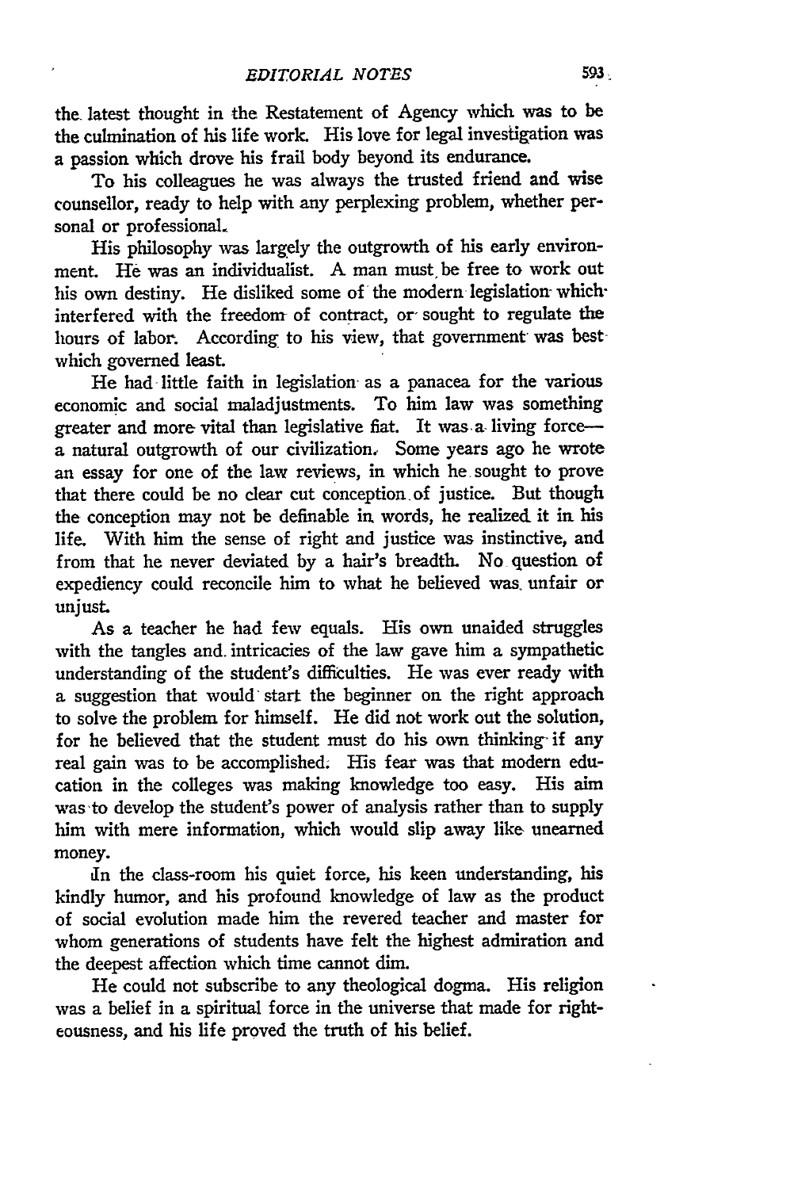the latest thought in the Restatement of Agency which was to be the culmination of his life work. His love for legal investigation was a passion which drove his frail body beyond its endurance.

To his colleagues he was always the trusted friend and wise counsellor, ready to help with any perplexing problem, whether personal or professional.

His philosophy was largely the outgrowth of his early environment. He was an individualist. A man must be free to work out his own destiny. He disliked some of the modern legislation which interfered with the freedom of contract, or sought to regulate the hours of labor. According to his view, that government was best which governed least.

He had little faith in legislation as a panacea for the various economic and social maladjustments. To him law was something greater and more vital than legislative fiat. It was a living force—a natural outgrowth of our civilization. Some years ago he wrote an essay for one of the law reviews, in which he sought to prove that there could be no clear cut conception of justice. But though the conception may not be definable in words, he realized it in his life. With him the sense of right and justice was instinctive, and from that he never deviated by a hair's breadth. No question of expediency could reconcile him to what he believed was unfair or unjust.

As a teacher he had few equals. His own unaided struggles with the tangles and intricacies of the law gave him a sympathetic understanding of the student's difficulties. He was ever ready with a suggestion that would start the beginner on the right approach to solve the problem for himself. He did not work out the solution, for he believed that the student must do his own thinking if any real gain was to be accomplished. His fear was that modern education in the colleges was making knowledge too easy. His aim was to develop the student's power of analysis rather than to supply him with mere information, which would slip away like unearned money.

In the class-room his quiet force, his keen understanding, his kindly humor, and his profound knowledge of law as the product of social evolution made him the revered teacher and master for whom generations of students have felt the highest admiration and the deepest affection which time cannot dim.

He could not subscribe to any theological dogma. His religion was a belief in a spiritual force in the universe that made for righteousness, and his life proved the truth of his belief.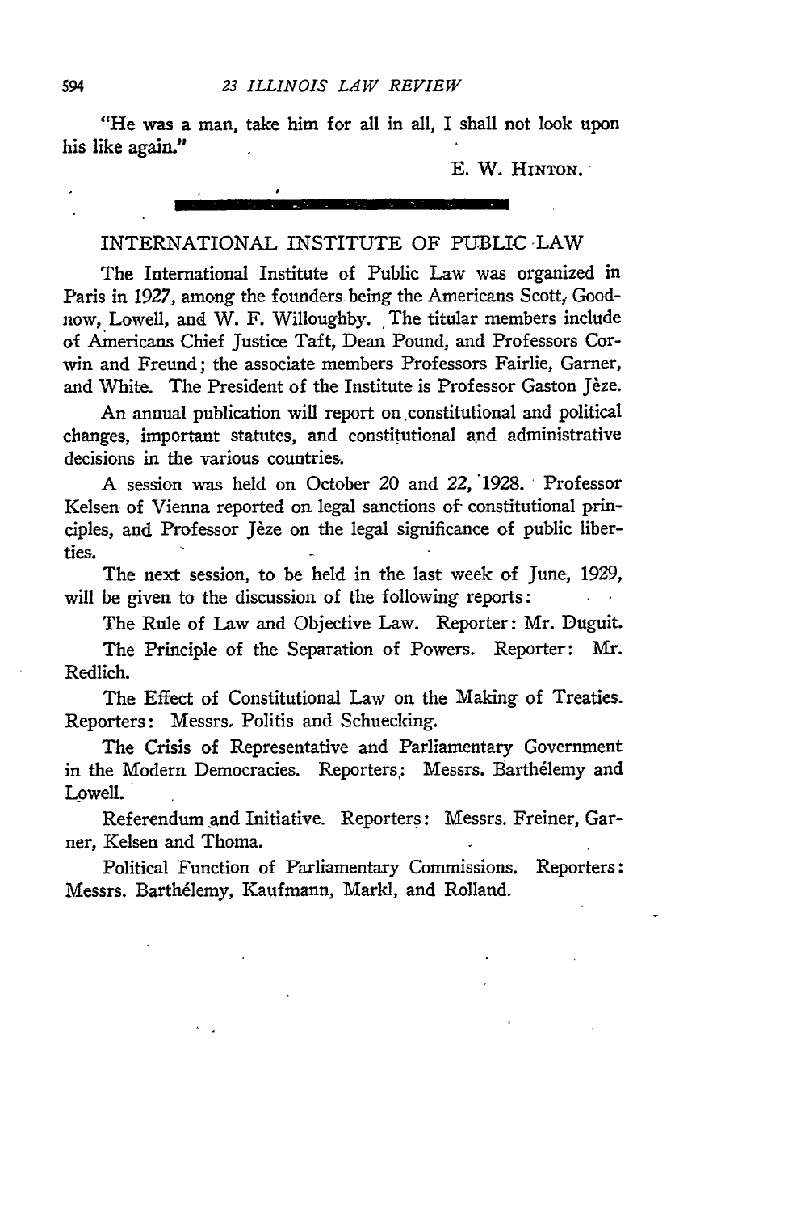"He was a man, take him for all in all, I shall not look upon his like again."

E. W. HINTON.

---

## INTERNATIONAL INSTITUTE OF PUBLIC LAW

The International Institute of Public Law was organized in Paris in 1927, among the founders being the Americans Scott, Goodnow, Lowell, and W. F. Willoughby. The titular members include of Americans Chief Justice Taft, Dean Pound, and Professors Corwin and Freund; the associate members Professors Fairlie, Garner, and White. The President of the Institute is Professor Gaston Jèze.

An annual publication will report on constitutional and political changes, important statutes, and constitutional and administrative decisions in the various countries.

A session was held on October 20 and 22, 1928. Professor Kelsen of Vienna reported on legal sanctions of constitutional principles, and Professor Jèze on the legal significance of public liberties.

The next session, to be held in the last week of June, 1929, will be given to the discussion of the following reports:

The Rule of Law and Objective Law. Reporter: Mr. Duguit.

The Principle of the Separation of Powers. Reporter: Mr. Redlich.

The Effect of Constitutional Law on the Making of Treaties. Reporters: Messrs. Politis and Schuecking.

The Crisis of Representative and Parliamentary Government in the Modern Democracies. Reporters: Messrs. Barthélemy and Lowell.

Referendum and Initiative. Reporters: Messrs. Freiner, Garner, Kelsen and Thoma.

Political Function of Parliamentary Commissions. Reporters: Messrs. Barthélemy, Kaufmann, Markl, and Rolland.